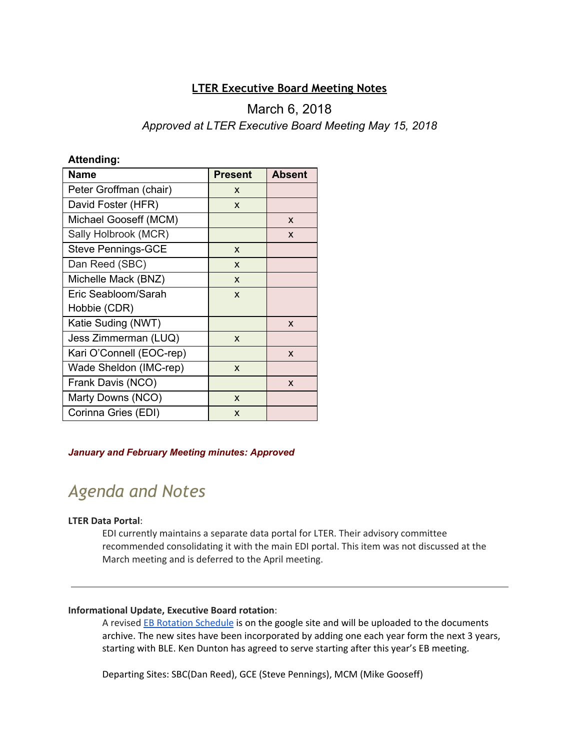# LTER Executive Board Meeting Notes

March 6, 2018

*Approved at LTER Executive Board Meeting May 15, 2018*

**Attending:**

| Name | Present | Absent |
|---|---|---|
| Peter Groffman (chair) | x | |
| David Foster (HFR) | x | |
| Michael Gooseff (MCM) | | x |
| Sally Holbrook (MCR) | | x |
| Steve Pennings-GCE | x | |
| Dan Reed (SBC) | x | |
| Michelle Mack (BNZ) | x | |
| Eric Seabloom/Sarah Hobbie (CDR) | x | |
| Katie Suding (NWT) | | x |
| Jess Zimmerman (LUQ) | x | |
| Kari O'Connell (EOC-rep) | | x |
| Wade Sheldon (IMC-rep) | x | |
| Frank Davis (NCO) | | x |
| Marty Downs (NCO) | x | |
| Corinna Gries (EDI) | x | |

***January and February Meeting minutes: Approved***

## *Agenda and Notes*

**LTER Data Portal**:

EDI currently maintains a separate data portal for LTER. Their advisory committee recommended consolidating it with the main EDI portal. This item was not discussed at the March meeting and is deferred to the April meeting.

---

**Informational Update, Executive Board rotation**:

A revised EB Rotation Schedule is on the google site and will be uploaded to the documents archive. The new sites have been incorporated by adding one each year form the next 3 years, starting with BLE. Ken Dunton has agreed to serve starting after this year's EB meeting.

Departing Sites: SBC(Dan Reed), GCE (Steve Pennings), MCM (Mike Gooseff)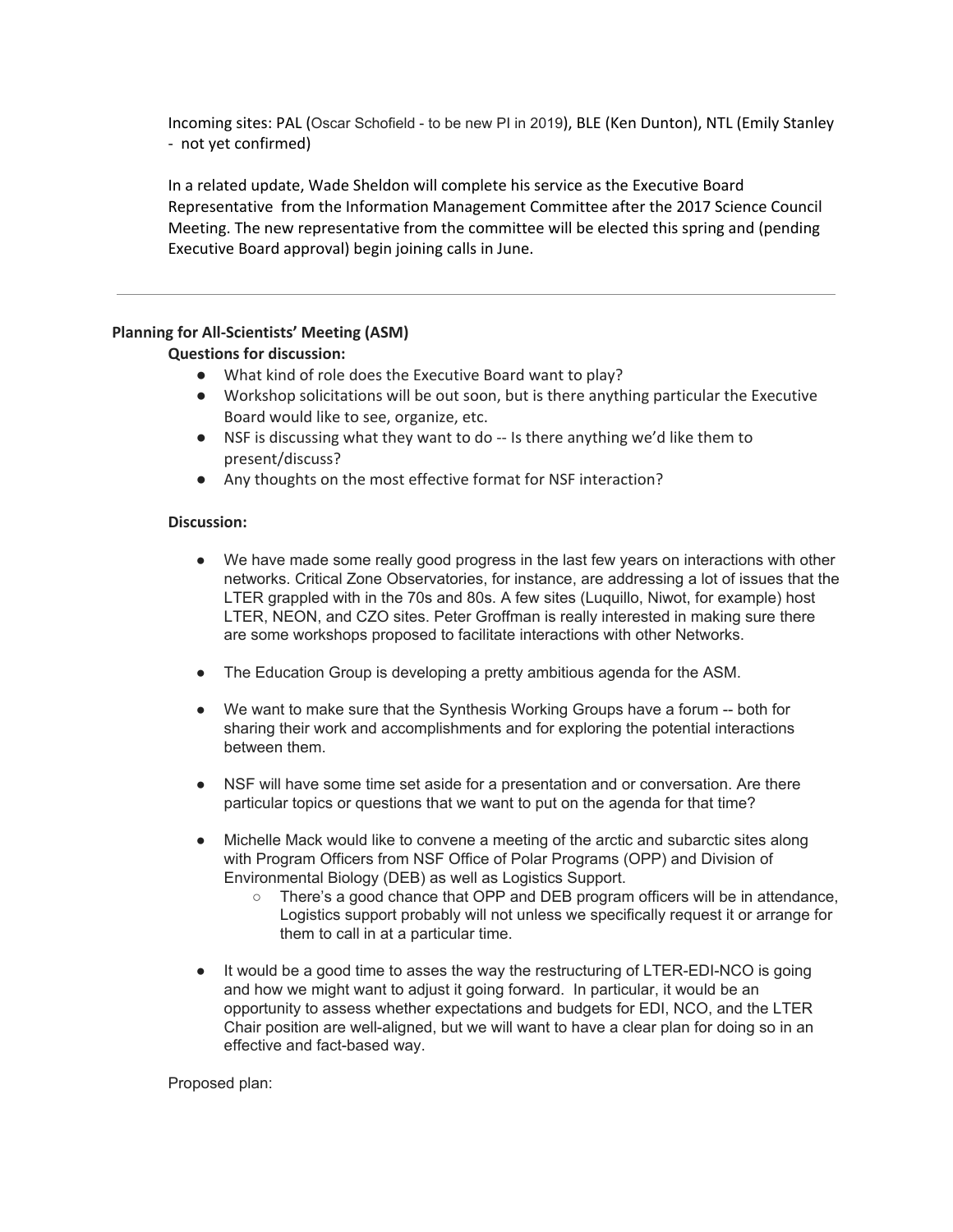Incoming sites: PAL (Oscar Schofield - to be new PI in 2019), BLE (Ken Dunton), NTL (Emily Stanley - not yet confirmed)

In a related update, Wade Sheldon will complete his service as the Executive Board Representative from the Information Management Committee after the 2017 Science Council Meeting. The new representative from the committee will be elected this spring and (pending Executive Board approval) begin joining calls in June.

---

**Planning for All-Scientists' Meeting (ASM)**

**Questions for discussion:**

- What kind of role does the Executive Board want to play?
- Workshop solicitations will be out soon, but is there anything particular the Executive Board would like to see, organize, etc.
- NSF is discussing what they want to do -- Is there anything we'd like them to present/discuss?
- Any thoughts on the most effective format for NSF interaction?

**Discussion:**

- We have made some really good progress in the last few years on interactions with other networks. Critical Zone Observatories, for instance, are addressing a lot of issues that the LTER grappled with in the 70s and 80s. A few sites (Luquillo, Niwot, for example) host LTER, NEON, and CZO sites. Peter Groffman is really interested in making sure there are some workshops proposed to facilitate interactions with other Networks.
- The Education Group is developing a pretty ambitious agenda for the ASM.
- We want to make sure that the Synthesis Working Groups have a forum -- both for sharing their work and accomplishments and for exploring the potential interactions between them.
- NSF will have some time set aside for a presentation and or conversation. Are there particular topics or questions that we want to put on the agenda for that time?
- Michelle Mack would like to convene a meeting of the arctic and subarctic sites along with Program Officers from NSF Office of Polar Programs (OPP) and Division of Environmental Biology (DEB) as well as Logistics Support.
  - There's a good chance that OPP and DEB program officers will be in attendance, Logistics support probably will not unless we specifically request it or arrange for them to call in at a particular time.
- It would be a good time to asses the way the restructuring of LTER-EDI-NCO is going and how we might want to adjust it going forward. In particular, it would be an opportunity to assess whether expectations and budgets for EDI, NCO, and the LTER Chair position are well-aligned, but we will want to have a clear plan for doing so in an effective and fact-based way.

Proposed plan: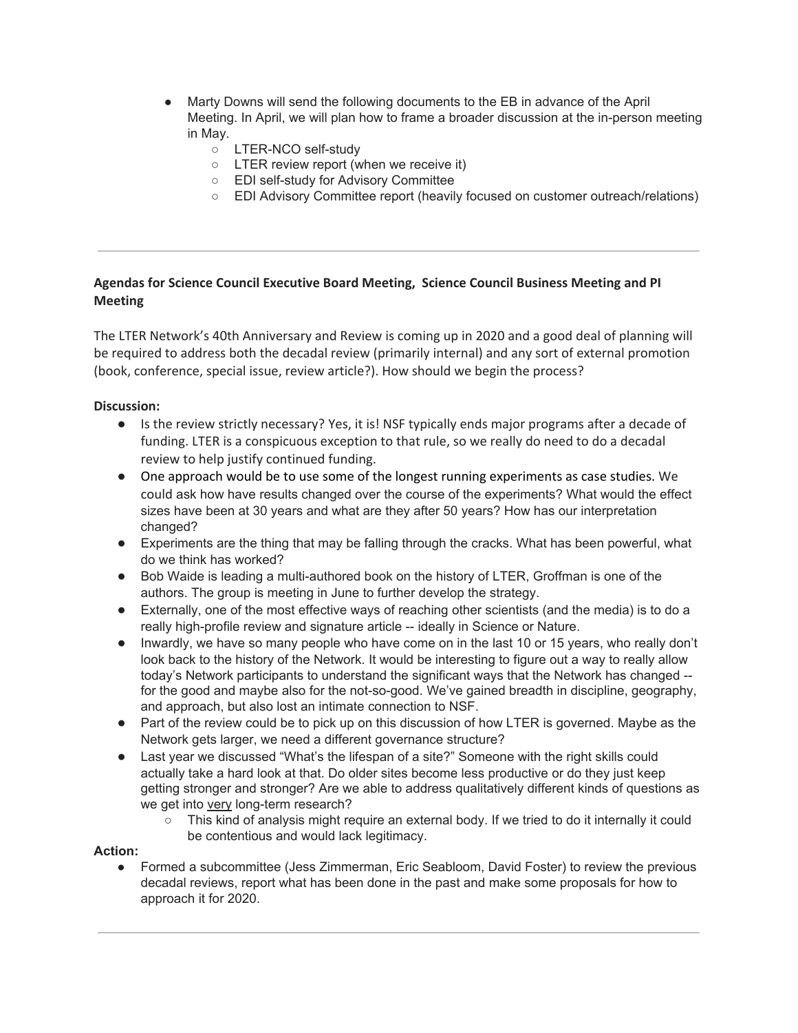- Marty Downs will send the following documents to the EB in advance of the April Meeting. In April, we will plan how to frame a broader discussion at the in-person meeting in May.
  - LTER-NCO self-study
  - LTER review report (when we receive it)
  - EDI self-study for Advisory Committee
  - EDI Advisory Committee report (heavily focused on customer outreach/relations)

---

**Agendas for Science Council Executive Board Meeting, Science Council Business Meeting and PI Meeting**

The LTER Network's 40th Anniversary and Review is coming up in 2020 and a good deal of planning will be required to address both the decadal review (primarily internal) and any sort of external promotion (book, conference, special issue, review article?). How should we begin the process?

**Discussion:**

- Is the review strictly necessary? Yes, it is! NSF typically ends major programs after a decade of funding. LTER is a conspicuous exception to that rule, so we really do need to do a decadal review to help justify continued funding.
- One approach would be to use some of the longest running experiments as case studies. We could ask how have results changed over the course of the experiments? What would the effect sizes have been at 30 years and what are they after 50 years? How has our interpretation changed?
- Experiments are the thing that may be falling through the cracks. What has been powerful, what do we think has worked?
- Bob Waide is leading a multi-authored book on the history of LTER, Groffman is one of the authors. The group is meeting in June to further develop the strategy.
- Externally, one of the most effective ways of reaching other scientists (and the media) is to do a really high-profile review and signature article -- ideally in Science or Nature.
- Inwardly, we have so many people who have come on in the last 10 or 15 years, who really don't look back to the history of the Network. It would be interesting to figure out a way to really allow today's Network participants to understand the significant ways that the Network has changed -- for the good and maybe also for the not-so-good. We've gained breadth in discipline, geography, and approach, but also lost an intimate connection to NSF.
- Part of the review could be to pick up on this discussion of how LTER is governed. Maybe as the Network gets larger, we need a different governance structure?
- Last year we discussed "What's the lifespan of a site?" Someone with the right skills could actually take a hard look at that. Do older sites become less productive or do they just keep getting stronger and stronger? Are we able to address qualitatively different kinds of questions as we get into <u>very</u> long-term research?
  - This kind of analysis might require an external body. If we tried to do it internally it could be contentious and would lack legitimacy.

**Action:**

- Formed a subcommittee (Jess Zimmerman, Eric Seabloom, David Foster) to review the previous decadal reviews, report what has been done in the past and make some proposals for how to approach it for 2020.

---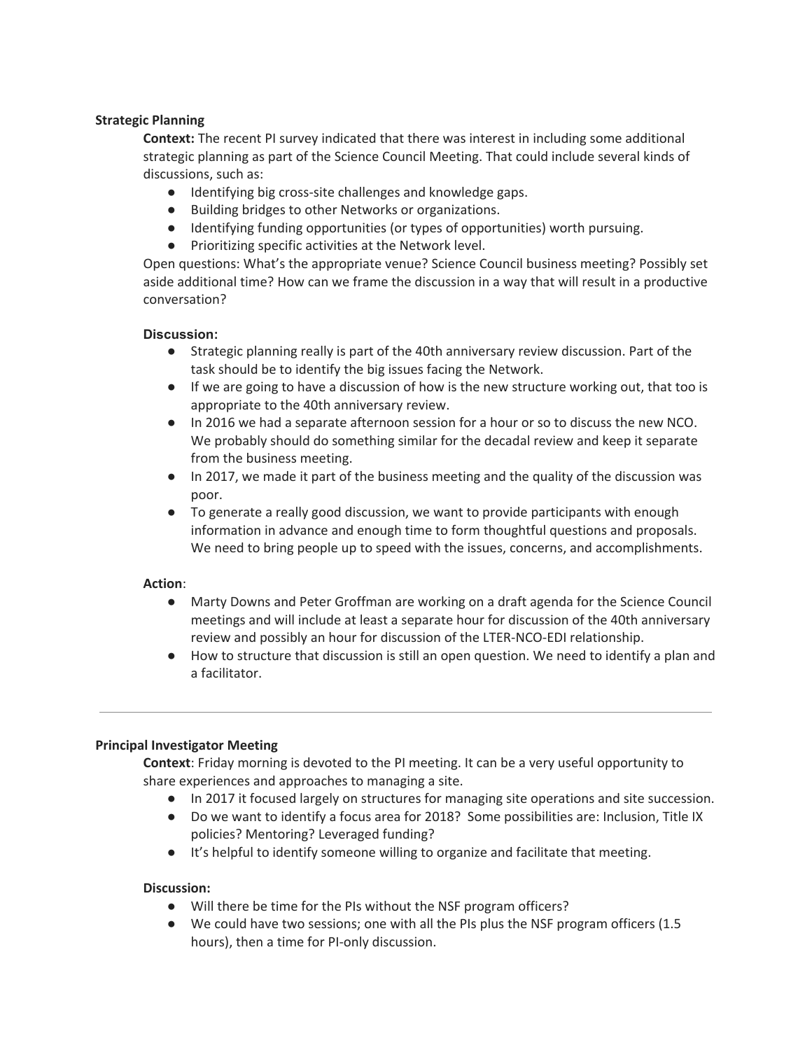**Strategic Planning**

**Context:** The recent PI survey indicated that there was interest in including some additional strategic planning as part of the Science Council Meeting. That could include several kinds of discussions, such as:

- Identifying big cross-site challenges and knowledge gaps.
- Building bridges to other Networks or organizations.
- Identifying funding opportunities (or types of opportunities) worth pursuing.
- Prioritizing specific activities at the Network level.

Open questions: What's the appropriate venue? Science Council business meeting? Possibly set aside additional time? How can we frame the discussion in a way that will result in a productive conversation?

**Discussion:**

- Strategic planning really is part of the 40th anniversary review discussion. Part of the task should be to identify the big issues facing the Network.
- If we are going to have a discussion of how is the new structure working out, that too is appropriate to the 40th anniversary review.
- In 2016 we had a separate afternoon session for a hour or so to discuss the new NCO. We probably should do something similar for the decadal review and keep it separate from the business meeting.
- In 2017, we made it part of the business meeting and the quality of the discussion was poor.
- To generate a really good discussion, we want to provide participants with enough information in advance and enough time to form thoughtful questions and proposals. We need to bring people up to speed with the issues, concerns, and accomplishments.

**Action**:

- Marty Downs and Peter Groffman are working on a draft agenda for the Science Council meetings and will include at least a separate hour for discussion of the 40th anniversary review and possibly an hour for discussion of the LTER-NCO-EDI relationship.
- How to structure that discussion is still an open question. We need to identify a plan and a facilitator.

---

**Principal Investigator Meeting**

**Context**: Friday morning is devoted to the PI meeting. It can be a very useful opportunity to share experiences and approaches to managing a site.

- In 2017 it focused largely on structures for managing site operations and site succession.
- Do we want to identify a focus area for 2018? Some possibilities are: Inclusion, Title IX policies? Mentoring? Leveraged funding?
- It's helpful to identify someone willing to organize and facilitate that meeting.

**Discussion:**

- Will there be time for the PIs without the NSF program officers?
- We could have two sessions; one with all the PIs plus the NSF program officers (1.5 hours), then a time for PI-only discussion.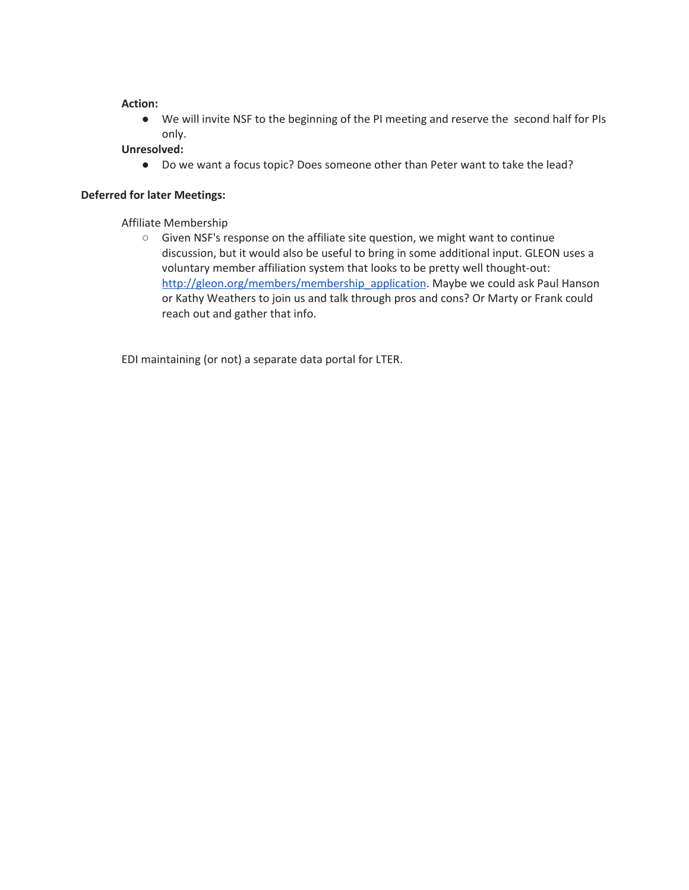**Action:**

- We will invite NSF to the beginning of the PI meeting and reserve the second half for PIs only.

**Unresolved:**

- Do we want a focus topic? Does someone other than Peter want to take the lead?

**Deferred for later Meetings:**

Affiliate Membership

- Given NSF's response on the affiliate site question, we might want to continue discussion, but it would also be useful to bring in some additional input. GLEON uses a voluntary member affiliation system that looks to be pretty well thought-out: [http://gleon.org/members/membership_application](http://gleon.org/members/membership_application). Maybe we could ask Paul Hanson or Kathy Weathers to join us and talk through pros and cons? Or Marty or Frank could reach out and gather that info.

EDI maintaining (or not) a separate data portal for LTER.